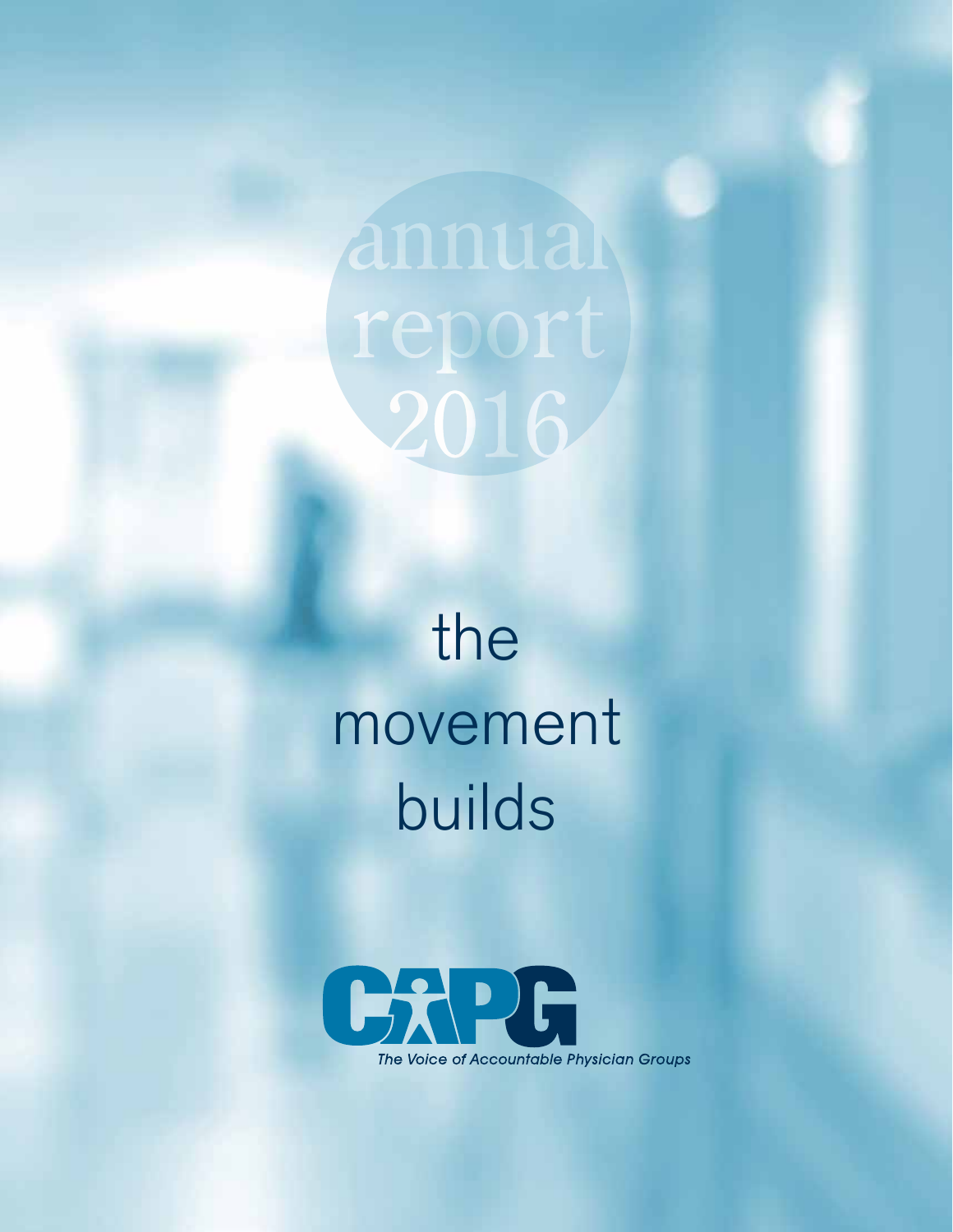# annual report 2016

# the movement builds

CAPG

*The Voice of Accountable Physician Groups*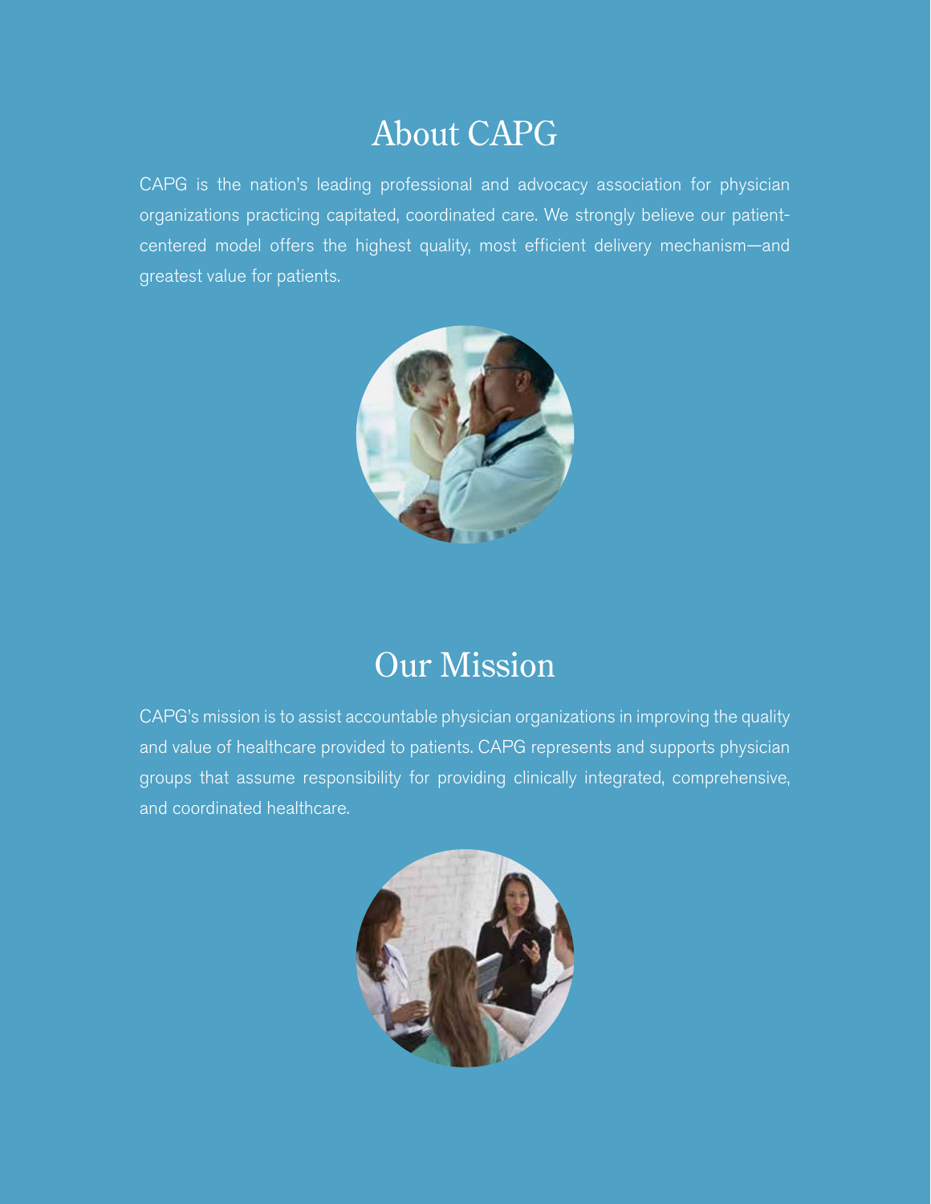# About CAPG

CAPG is the nation's leading professional and advocacy association for physician organizations practicing capitated, coordinated care. We strongly believe our patient-centered model offers the highest quality, most efficient delivery mechanism—and greatest value for patients.

# Our Mission

CAPG's mission is to assist accountable physician organizations in improving the quality and value of healthcare provided to patients. CAPG represents and supports physician groups that assume responsibility for providing clinically integrated, comprehensive, and coordinated healthcare.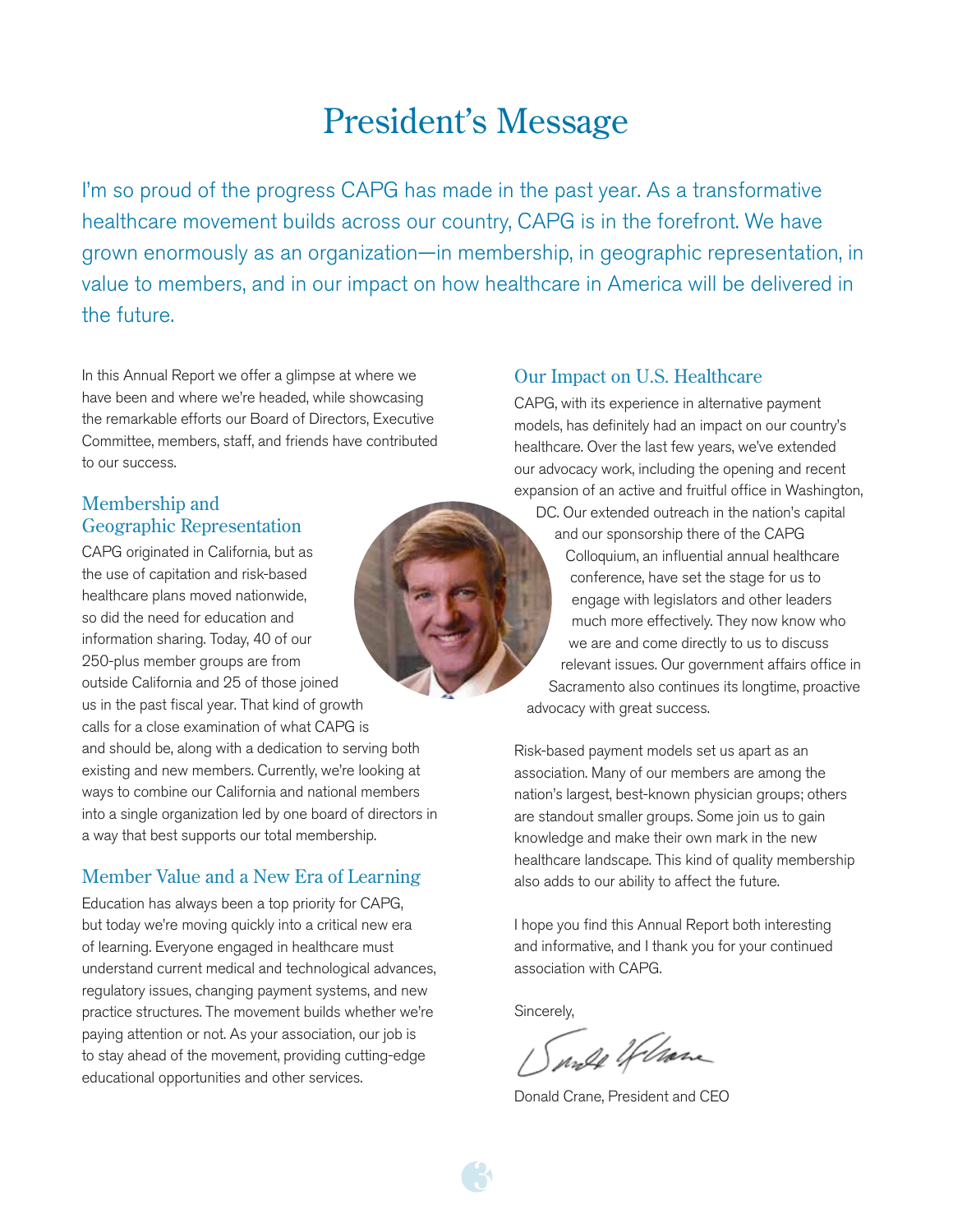# President's Message

I'm so proud of the progress CAPG has made in the past year. As a transformative healthcare movement builds across our country, CAPG is in the forefront. We have grown enormously as an organization—in membership, in geographic representation, in value to members, and in our impact on how healthcare in America will be delivered in the future.

In this Annual Report we offer a glimpse at where we have been and where we're headed, while showcasing the remarkable efforts our Board of Directors, Executive Committee, members, staff, and friends have contributed to our success.

## Membership and Geographic Representation

CAPG originated in California, but as the use of capitation and risk-based healthcare plans moved nationwide, so did the need for education and information sharing. Today, 40 of our 250-plus member groups are from outside California and 25 of those joined us in the past fiscal year. That kind of growth calls for a close examination of what CAPG is and should be, along with a dedication to serving both existing and new members. Currently, we're looking at ways to combine our California and national members into a single organization led by one board of directors in a way that best supports our total membership.

## Member Value and a New Era of Learning

Education has always been a top priority for CAPG, but today we're moving quickly into a critical new era of learning. Everyone engaged in healthcare must understand current medical and technological advances, regulatory issues, changing payment systems, and new practice structures. The movement builds whether we're paying attention or not. As your association, our job is to stay ahead of the movement, providing cutting-edge educational opportunities and other services.

## Our Impact on U.S. Healthcare

CAPG, with its experience in alternative payment models, has definitely had an impact on our country's healthcare. Over the last few years, we've extended our advocacy work, including the opening and recent expansion of an active and fruitful office in Washington, DC. Our extended outreach in the nation's capital and our sponsorship there of the CAPG Colloquium, an influential annual healthcare conference, have set the stage for us to engage with legislators and other leaders much more effectively. They now know who we are and come directly to us to discuss relevant issues. Our government affairs office in Sacramento also continues its longtime, proactive advocacy with great success.

Risk-based payment models set us apart as an association. Many of our members are among the nation's largest, best-known physician groups; others are standout smaller groups. Some join us to gain knowledge and make their own mark in the new healthcare landscape. This kind of quality membership also adds to our ability to affect the future.

I hope you find this Annual Report both interesting and informative, and I thank you for your continued association with CAPG.

Sincerely,

Donald Crane, President and CEO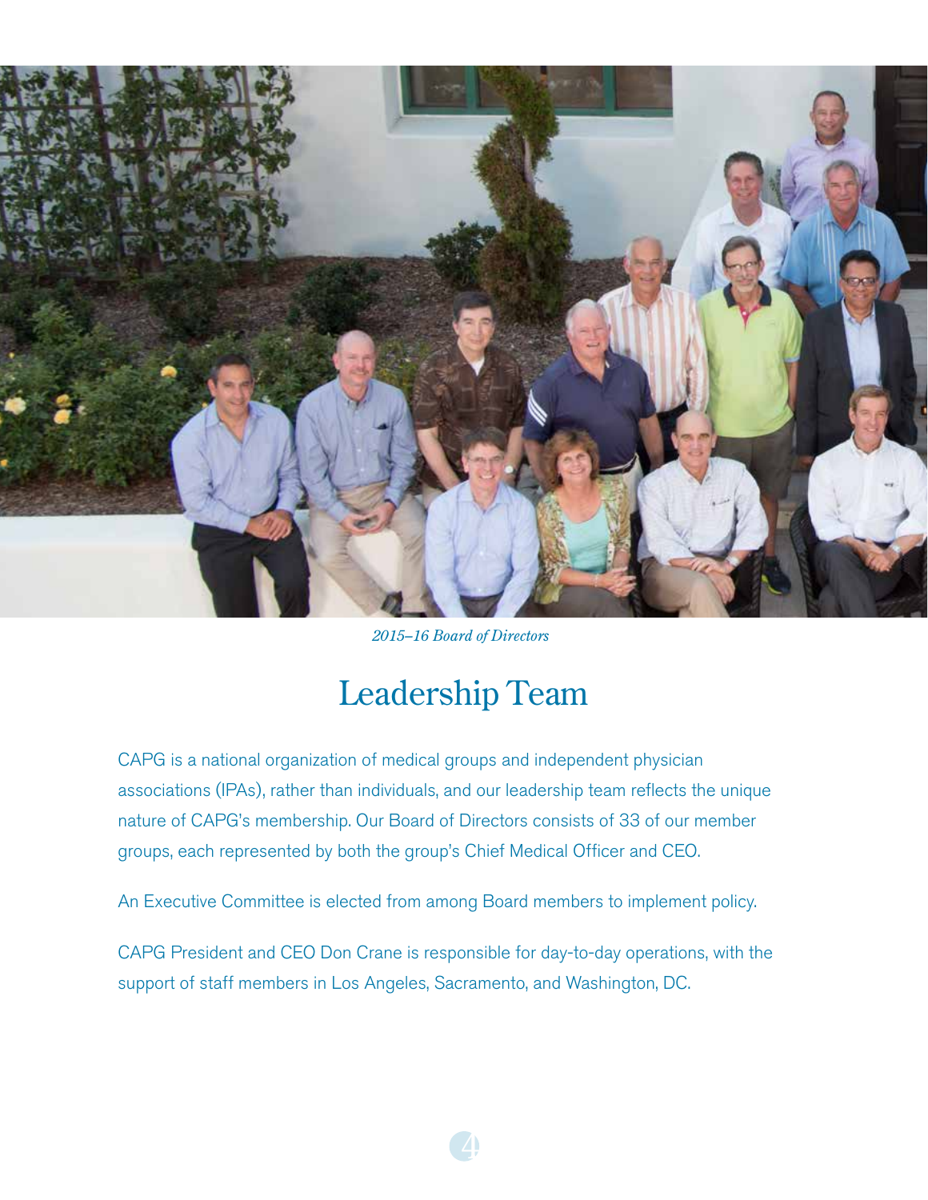*2015–16 Board of Directors*

# Leadership Team

CAPG is a national organization of medical groups and independent physician associations (IPAs), rather than individuals, and our leadership team reflects the unique nature of CAPG's membership. Our Board of Directors consists of 33 of our member groups, each represented by both the group's Chief Medical Officer and CEO.

An Executive Committee is elected from among Board members to implement policy.

CAPG President and CEO Don Crane is responsible for day-to-day operations, with the support of staff members in Los Angeles, Sacramento, and Washington, DC.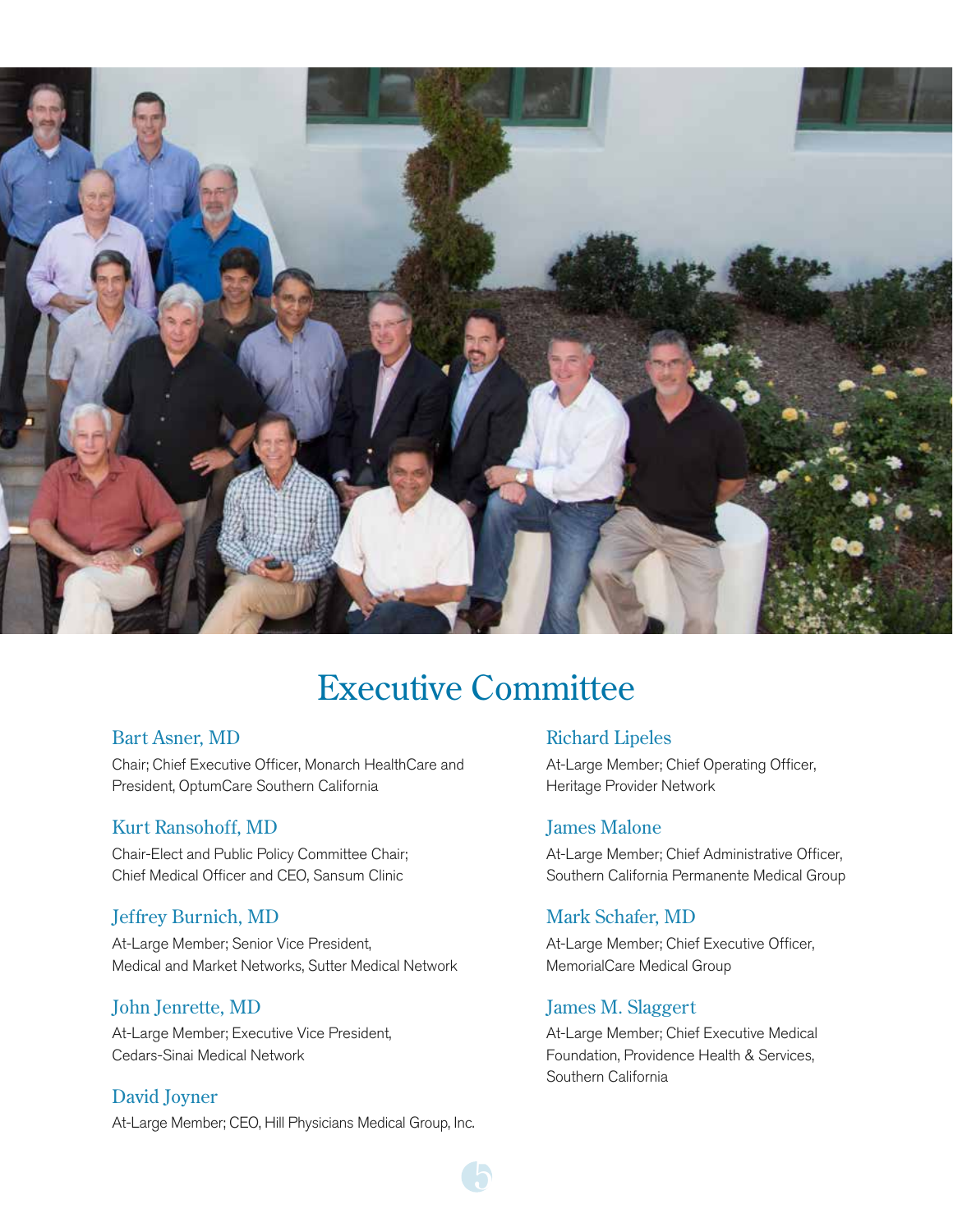# Executive Committee

**Bart Asner, MD**
Chair; Chief Executive Officer, Monarch HealthCare and President, OptumCare Southern California

**Kurt Ransohoff, MD**
Chair-Elect and Public Policy Committee Chair; Chief Medical Officer and CEO, Sansum Clinic

**Jeffrey Burnich, MD**
At-Large Member; Senior Vice President, Medical and Market Networks, Sutter Medical Network

**John Jenrette, MD**
At-Large Member; Executive Vice President, Cedars-Sinai Medical Network

**David Joyner**
At-Large Member; CEO, Hill Physicians Medical Group, Inc.

**Richard Lipeles**
At-Large Member; Chief Operating Officer, Heritage Provider Network

**James Malone**
At-Large Member; Chief Administrative Officer, Southern California Permanente Medical Group

**Mark Schafer, MD**
At-Large Member; Chief Executive Officer, MemorialCare Medical Group

**James M. Slaggert**
At-Large Member; Chief Executive Medical Foundation, Providence Health & Services, Southern California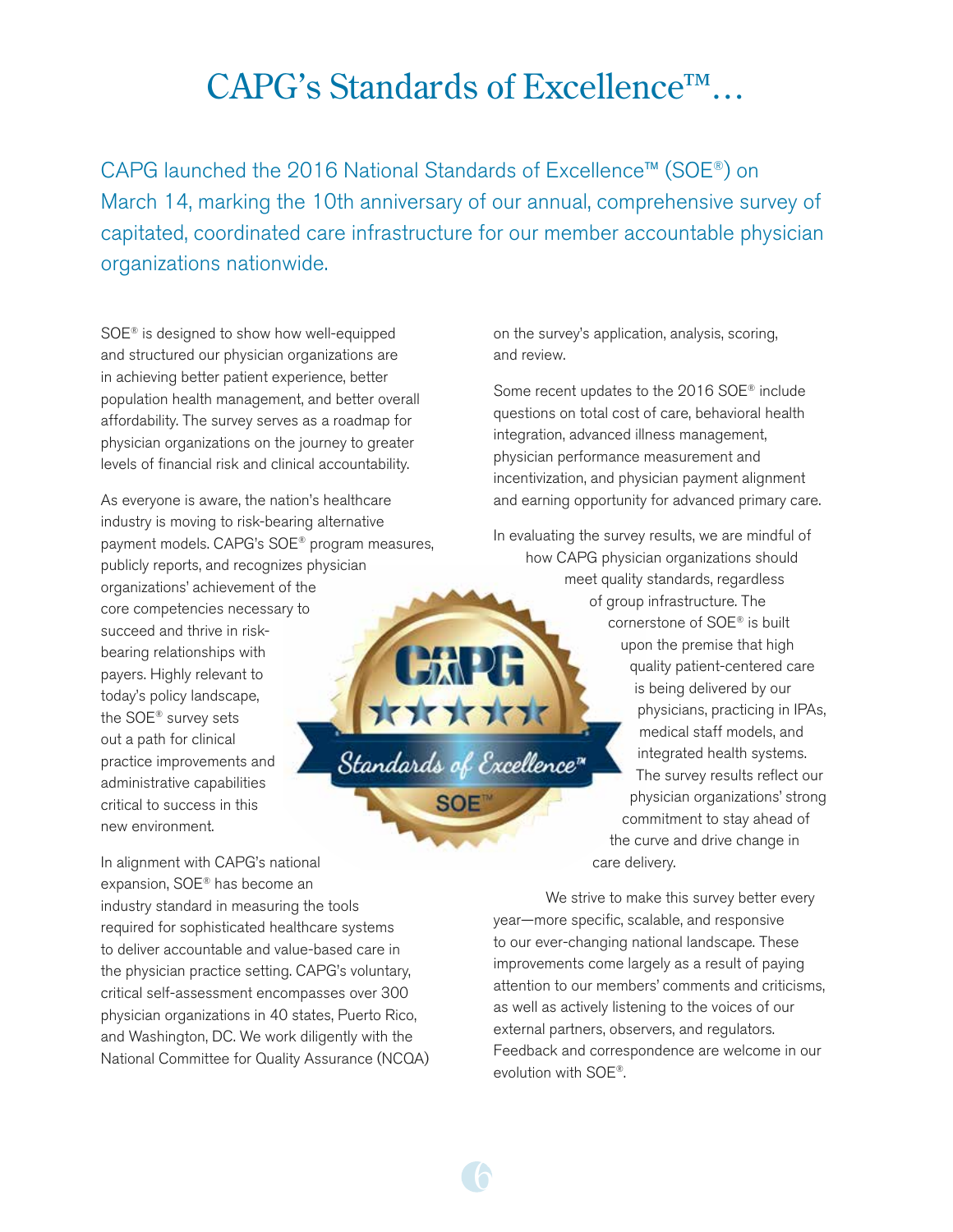# CAPG's Standards of Excellence™…

CAPG launched the 2016 National Standards of Excellence™ (SOE®) on March 14, marking the 10th anniversary of our annual, comprehensive survey of capitated, coordinated care infrastructure for our member accountable physician organizations nationwide.

SOE® is designed to show how well-equipped and structured our physician organizations are in achieving better patient experience, better population health management, and better overall affordability. The survey serves as a roadmap for physician organizations on the journey to greater levels of financial risk and clinical accountability.

As everyone is aware, the nation's healthcare industry is moving to risk-bearing alternative payment models. CAPG's SOE® program measures, publicly reports, and recognizes physician organizations' achievement of the core competencies necessary to succeed and thrive in risk-bearing relationships with payers. Highly relevant to today's policy landscape, the SOE® survey sets out a path for clinical practice improvements and administrative capabilities critical to success in this new environment.

In alignment with CAPG's national expansion, SOE® has become an industry standard in measuring the tools required for sophisticated healthcare systems to deliver accountable and value-based care in the physician practice setting. CAPG's voluntary, critical self-assessment encompasses over 300 physician organizations in 40 states, Puerto Rico, and Washington, DC. We work diligently with the National Committee for Quality Assurance (NCQA) on the survey's application, analysis, scoring, and review.

Some recent updates to the 2016 SOE® include questions on total cost of care, behavioral health integration, advanced illness management, physician performance measurement and incentivization, and physician payment alignment and earning opportunity for advanced primary care.

In evaluating the survey results, we are mindful of how CAPG physician organizations should meet quality standards, regardless of group infrastructure. The cornerstone of SOE® is built upon the premise that high quality patient-centered care is being delivered by our physicians, practicing in IPAs, medical staff models, and integrated health systems. The survey results reflect our physician organizations' strong commitment to stay ahead of the curve and drive change in care delivery.

We strive to make this survey better every year—more specific, scalable, and responsive to our ever-changing national landscape. These improvements come largely as a result of paying attention to our members' comments and criticisms, as well as actively listening to the voices of our external partners, observers, and regulators. Feedback and correspondence are welcome in our evolution with SOE®.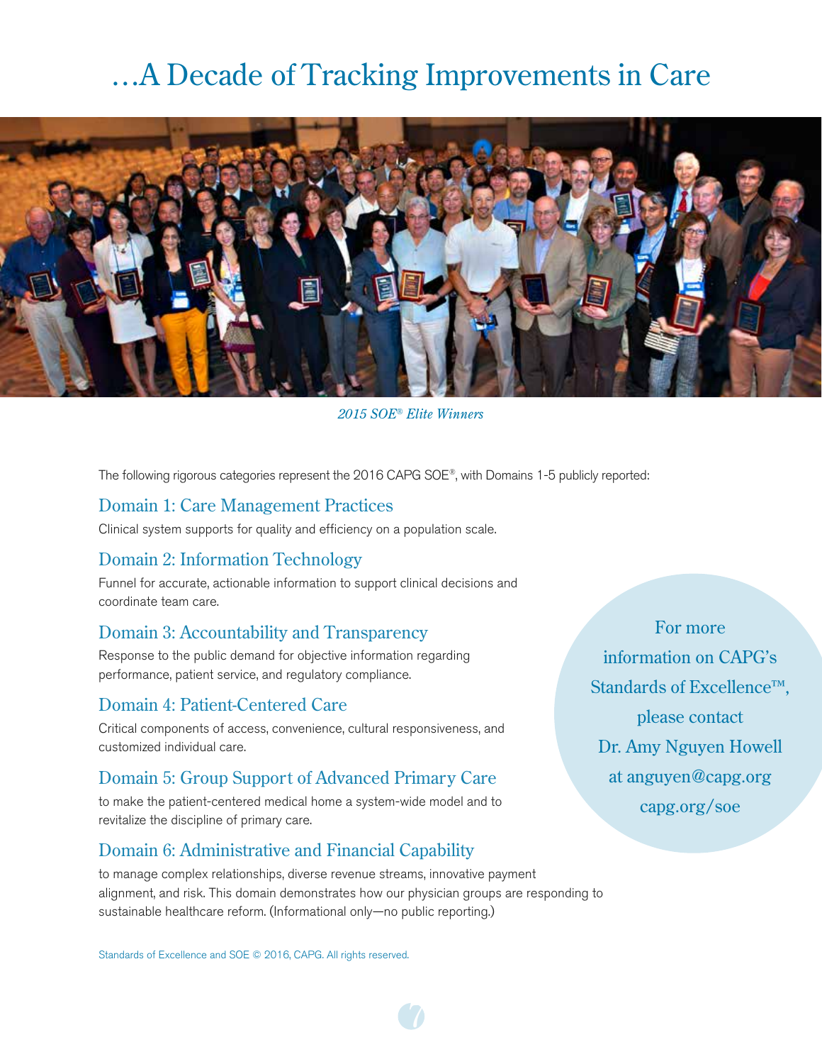# …A Decade of Tracking Improvements in Care

*2015 SOE® Elite Winners*

The following rigorous categories represent the 2016 CAPG SOE®, with Domains 1-5 publicly reported:

## Domain 1: Care Management Practices

Clinical system supports for quality and efficiency on a population scale.

## Domain 2: Information Technology

Funnel for accurate, actionable information to support clinical decisions and coordinate team care.

## Domain 3: Accountability and Transparency

Response to the public demand for objective information regarding performance, patient service, and regulatory compliance.

## Domain 4: Patient-Centered Care

Critical components of access, convenience, cultural responsiveness, and customized individual care.

## Domain 5: Group Support of Advanced Primary Care

to make the patient-centered medical home a system-wide model and to revitalize the discipline of primary care.

## Domain 6: Administrative and Financial Capability

to manage complex relationships, diverse revenue streams, innovative payment alignment, and risk. This domain demonstrates how our physician groups are responding to sustainable healthcare reform. (Informational only—no public reporting.)

For more information on CAPG's Standards of Excellence™, please contact Dr. Amy Nguyen Howell at anguyen@capg.org capg.org/soe

Standards of Excellence and SOE © 2016, CAPG. All rights reserved.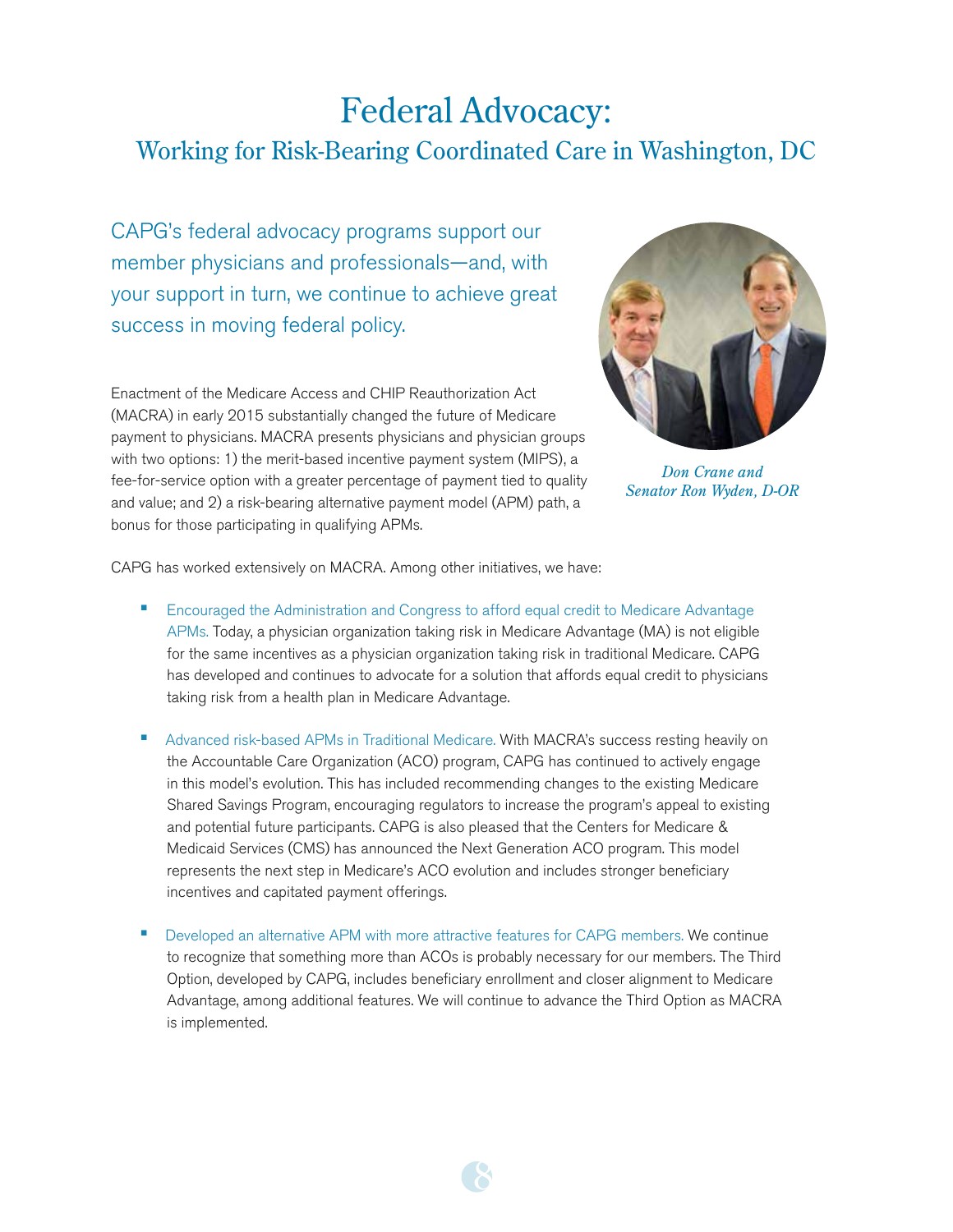# Federal Advocacy:

## Working for Risk-Bearing Coordinated Care in Washington, DC

CAPG's federal advocacy programs support our member physicians and professionals—and, with your support in turn, we continue to achieve great success in moving federal policy.

*Don Crane and Senator Ron Wyden, D-OR*

Enactment of the Medicare Access and CHIP Reauthorization Act (MACRA) in early 2015 substantially changed the future of Medicare payment to physicians. MACRA presents physicians and physician groups with two options: 1) the merit-based incentive payment system (MIPS), a fee-for-service option with a greater percentage of payment tied to quality and value; and 2) a risk-bearing alternative payment model (APM) path, a bonus for those participating in qualifying APMs.

CAPG has worked extensively on MACRA. Among other initiatives, we have:

- Encouraged the Administration and Congress to afford equal credit to Medicare Advantage APMs. Today, a physician organization taking risk in Medicare Advantage (MA) is not eligible for the same incentives as a physician organization taking risk in traditional Medicare. CAPG has developed and continues to advocate for a solution that affords equal credit to physicians taking risk from a health plan in Medicare Advantage.

- Advanced risk-based APMs in Traditional Medicare. With MACRA's success resting heavily on the Accountable Care Organization (ACO) program, CAPG has continued to actively engage in this model's evolution. This has included recommending changes to the existing Medicare Shared Savings Program, encouraging regulators to increase the program's appeal to existing and potential future participants. CAPG is also pleased that the Centers for Medicare & Medicaid Services (CMS) has announced the Next Generation ACO program. This model represents the next step in Medicare's ACO evolution and includes stronger beneficiary incentives and capitated payment offerings.

- Developed an alternative APM with more attractive features for CAPG members. We continue to recognize that something more than ACOs is probably necessary for our members. The Third Option, developed by CAPG, includes beneficiary enrollment and closer alignment to Medicare Advantage, among additional features. We will continue to advance the Third Option as MACRA is implemented.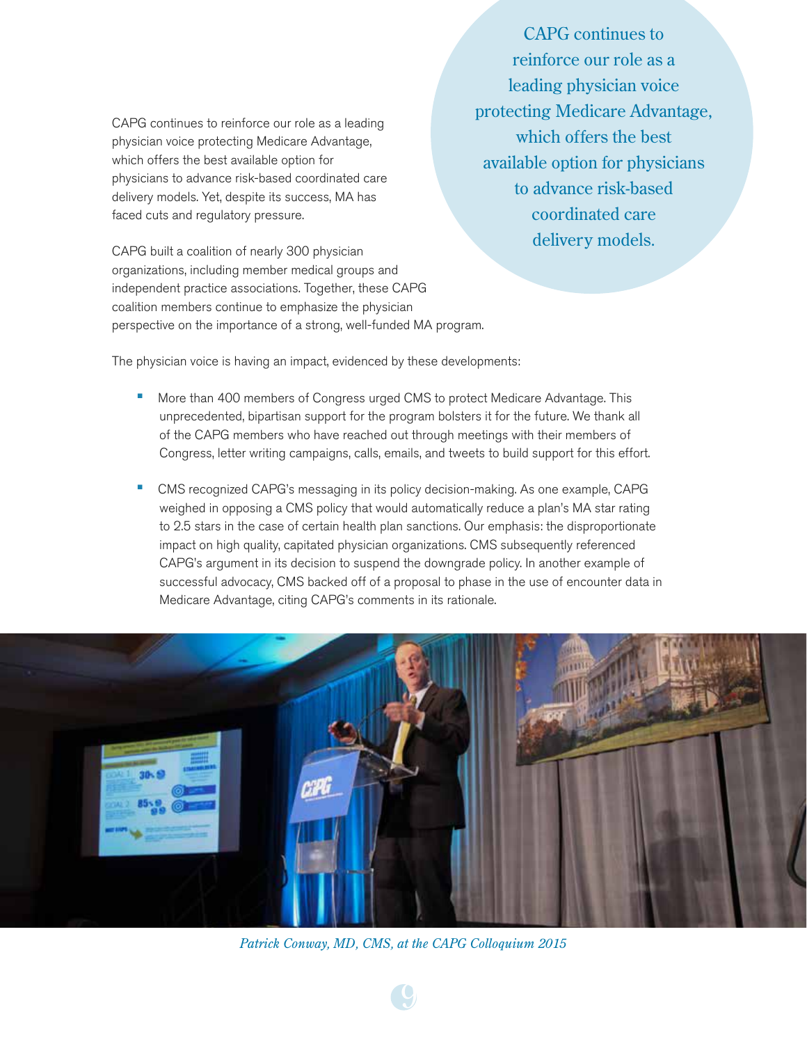CAPG continues to reinforce our role as a leading physician voice protecting Medicare Advantage, which offers the best available option for physicians to advance risk-based coordinated care delivery models. Yet, despite its success, MA has faced cuts and regulatory pressure.

> CAPG continues to reinforce our role as a leading physician voice protecting Medicare Advantage, which offers the best available option for physicians to advance risk-based coordinated care delivery models.

CAPG built a coalition of nearly 300 physician organizations, including member medical groups and independent practice associations. Together, these CAPG coalition members continue to emphasize the physician perspective on the importance of a strong, well-funded MA program.

The physician voice is having an impact, evidenced by these developments:

- More than 400 members of Congress urged CMS to protect Medicare Advantage. This unprecedented, bipartisan support for the program bolsters it for the future. We thank all of the CAPG members who have reached out through meetings with their members of Congress, letter writing campaigns, calls, emails, and tweets to build support for this effort.
- CMS recognized CAPG's messaging in its policy decision-making. As one example, CAPG weighed in opposing a CMS policy that would automatically reduce a plan's MA star rating to 2.5 stars in the case of certain health plan sanctions. Our emphasis: the disproportionate impact on high quality, capitated physician organizations. CMS subsequently referenced CAPG's argument in its decision to suspend the downgrade policy. In another example of successful advocacy, CMS backed off of a proposal to phase in the use of encounter data in Medicare Advantage, citing CAPG's comments in its rationale.

*Patrick Conway, MD, CMS, at the CAPG Colloquium 2015*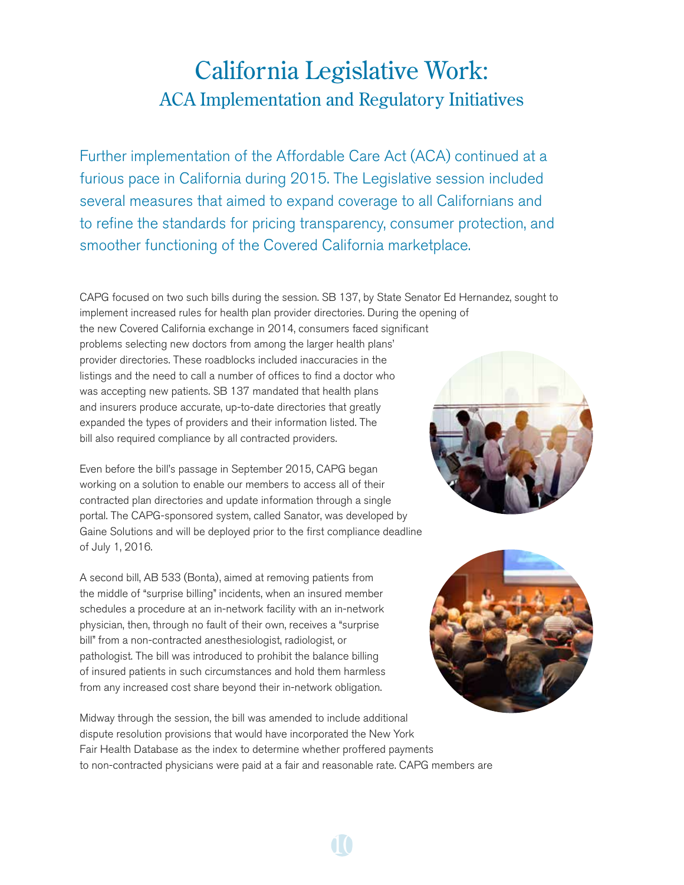# California Legislative Work:

## ACA Implementation and Regulatory Initiatives

Further implementation of the Affordable Care Act (ACA) continued at a furious pace in California during 2015. The Legislative session included several measures that aimed to expand coverage to all Californians and to refine the standards for pricing transparency, consumer protection, and smoother functioning of the Covered California marketplace.

CAPG focused on two such bills during the session. SB 137, by State Senator Ed Hernandez, sought to implement increased rules for health plan provider directories. During the opening of the new Covered California exchange in 2014, consumers faced significant problems selecting new doctors from among the larger health plans' provider directories. These roadblocks included inaccuracies in the listings and the need to call a number of offices to find a doctor who was accepting new patients. SB 137 mandated that health plans and insurers produce accurate, up-to-date directories that greatly expanded the types of providers and their information listed. The bill also required compliance by all contracted providers.

Even before the bill's passage in September 2015, CAPG began working on a solution to enable our members to access all of their contracted plan directories and update information through a single portal. The CAPG-sponsored system, called Sanator, was developed by Gaine Solutions and will be deployed prior to the first compliance deadline of July 1, 2016.

A second bill, AB 533 (Bonta), aimed at removing patients from the middle of "surprise billing" incidents, when an insured member schedules a procedure at an in-network facility with an in-network physician, then, through no fault of their own, receives a "surprise bill" from a non-contracted anesthesiologist, radiologist, or pathologist. The bill was introduced to prohibit the balance billing of insured patients in such circumstances and hold them harmless from any increased cost share beyond their in-network obligation.

Midway through the session, the bill was amended to include additional dispute resolution provisions that would have incorporated the New York Fair Health Database as the index to determine whether proffered payments to non-contracted physicians were paid at a fair and reasonable rate. CAPG members are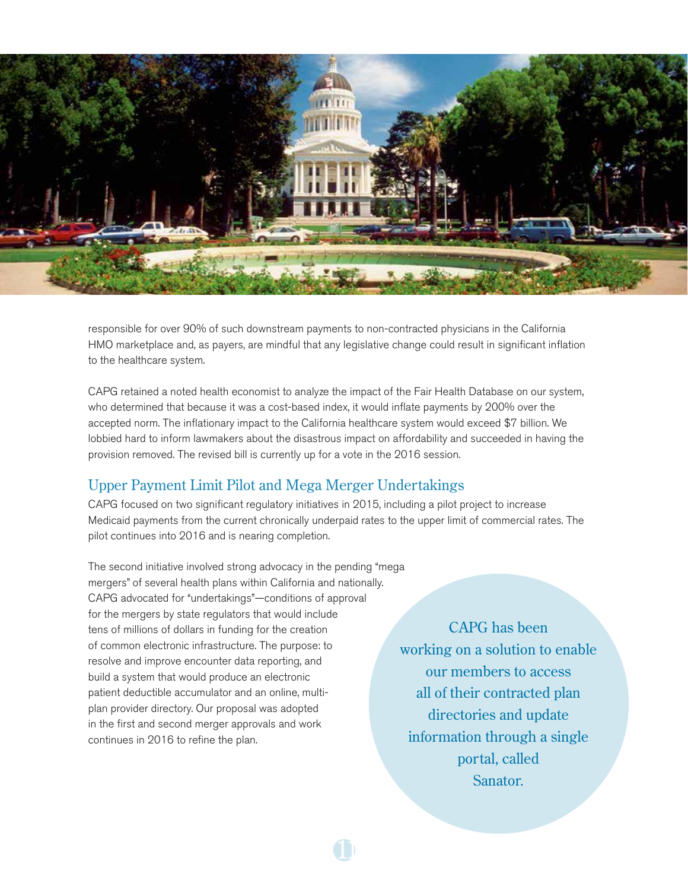responsible for over 90% of such downstream payments to non-contracted physicians in the California HMO marketplace and, as payers, are mindful that any legislative change could result in significant inflation to the healthcare system.

CAPG retained a noted health economist to analyze the impact of the Fair Health Database on our system, who determined that because it was a cost-based index, it would inflate payments by 200% over the accepted norm. The inflationary impact to the California healthcare system would exceed $7 billion. We lobbied hard to inform lawmakers about the disastrous impact on affordability and succeeded in having the provision removed. The revised bill is currently up for a vote in the 2016 session.

## Upper Payment Limit Pilot and Mega Merger Undertakings

CAPG focused on two significant regulatory initiatives in 2015, including a pilot project to increase Medicaid payments from the current chronically underpaid rates to the upper limit of commercial rates. The pilot continues into 2016 and is nearing completion.

The second initiative involved strong advocacy in the pending "mega mergers" of several health plans within California and nationally. CAPG advocated for "undertakings"—conditions of approval for the mergers by state regulators that would include tens of millions of dollars in funding for the creation of common electronic infrastructure. The purpose: to resolve and improve encounter data reporting, and build a system that would produce an electronic patient deductible accumulator and an online, multi-plan provider directory. Our proposal was adopted in the first and second merger approvals and work continues in 2016 to refine the plan.

CAPG has been working on a solution to enable our members to access all of their contracted plan directories and update information through a single portal, called Sanator.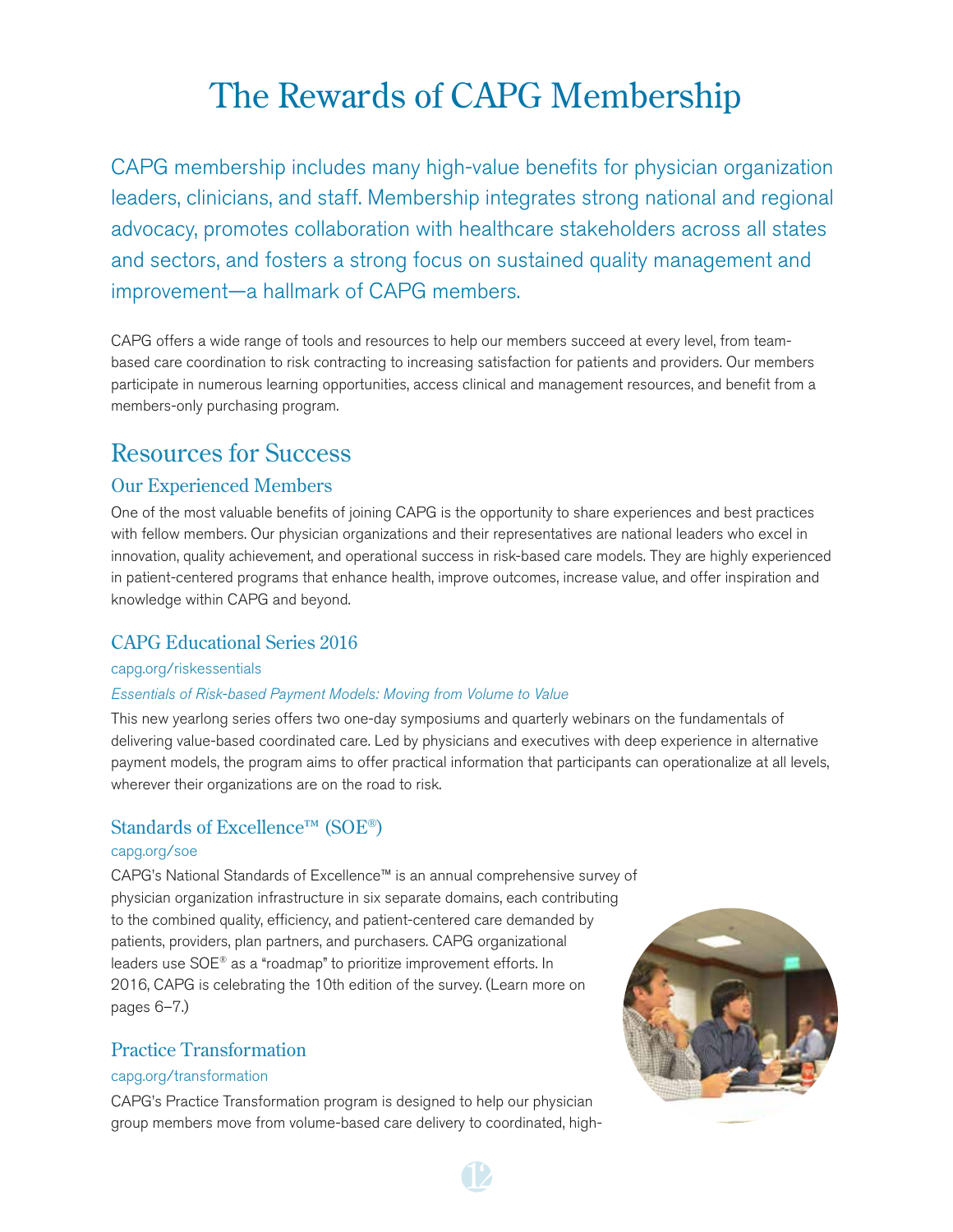# The Rewards of CAPG Membership

CAPG membership includes many high-value benefits for physician organization leaders, clinicians, and staff. Membership integrates strong national and regional advocacy, promotes collaboration with healthcare stakeholders across all states and sectors, and fosters a strong focus on sustained quality management and improvement—a hallmark of CAPG members.

CAPG offers a wide range of tools and resources to help our members succeed at every level, from team-based care coordination to risk contracting to increasing satisfaction for patients and providers. Our members participate in numerous learning opportunities, access clinical and management resources, and benefit from a members-only purchasing program.

## Resources for Success

### Our Experienced Members

One of the most valuable benefits of joining CAPG is the opportunity to share experiences and best practices with fellow members. Our physician organizations and their representatives are national leaders who excel in innovation, quality achievement, and operational success in risk-based care models. They are highly experienced in patient-centered programs that enhance health, improve outcomes, increase value, and offer inspiration and knowledge within CAPG and beyond.

### CAPG Educational Series 2016

capg.org/riskessentials

*Essentials of Risk-based Payment Models: Moving from Volume to Value*

This new yearlong series offers two one-day symposiums and quarterly webinars on the fundamentals of delivering value-based coordinated care. Led by physicians and executives with deep experience in alternative payment models, the program aims to offer practical information that participants can operationalize at all levels, wherever their organizations are on the road to risk.

### Standards of Excellence™ (SOE®)

capg.org/soe

CAPG's National Standards of Excellence™ is an annual comprehensive survey of physician organization infrastructure in six separate domains, each contributing to the combined quality, efficiency, and patient-centered care demanded by patients, providers, plan partners, and purchasers. CAPG organizational leaders use SOE® as a "roadmap" to prioritize improvement efforts. In 2016, CAPG is celebrating the 10th edition of the survey. (Learn more on pages 6–7.)

### Practice Transformation

capg.org/transformation

CAPG's Practice Transformation program is designed to help our physician group members move from volume-based care delivery to coordinated, high-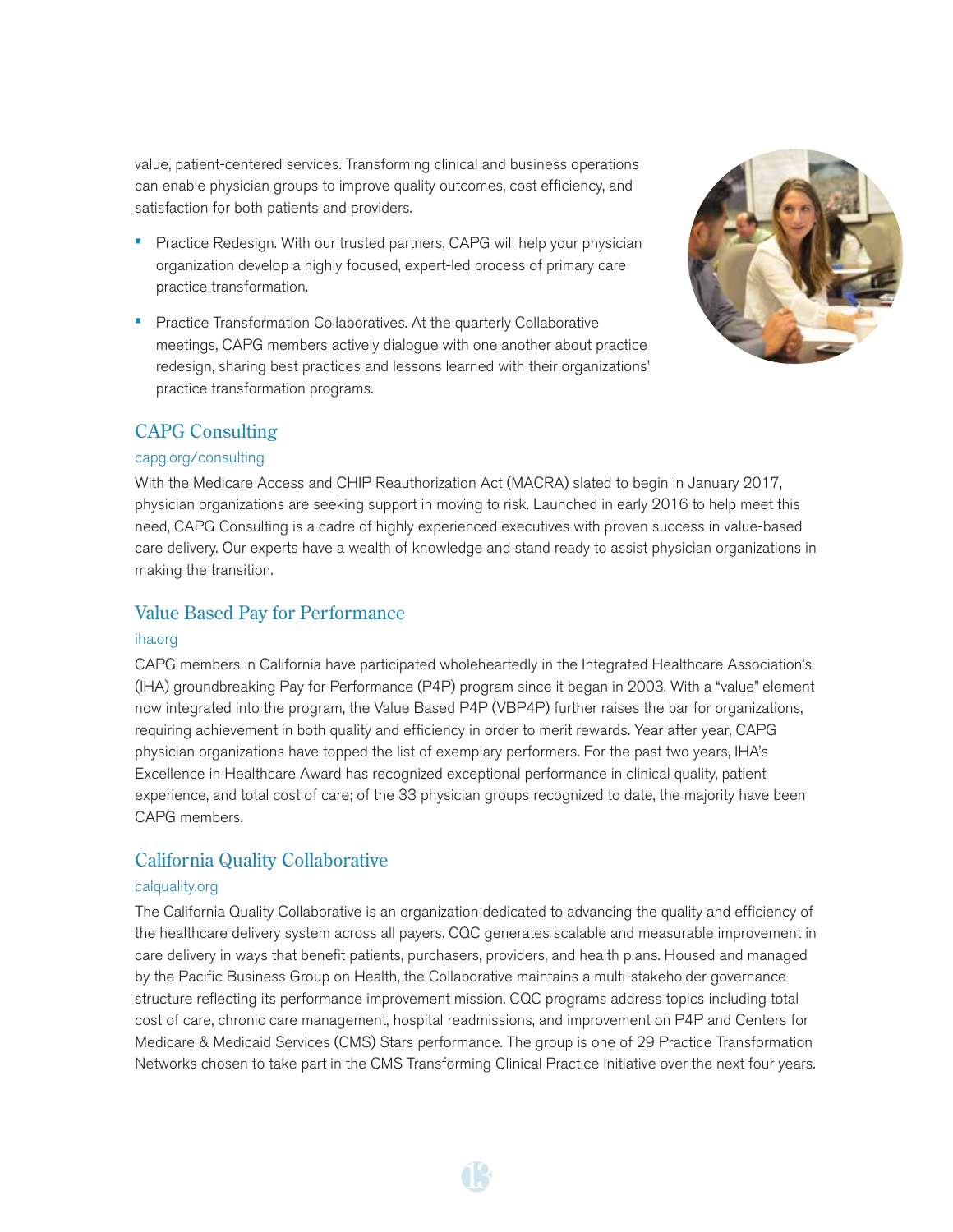value, patient-centered services. Transforming clinical and business operations can enable physician groups to improve quality outcomes, cost efficiency, and satisfaction for both patients and providers.

- Practice Redesign. With our trusted partners, CAPG will help your physician organization develop a highly focused, expert-led process of primary care practice transformation.
- Practice Transformation Collaboratives. At the quarterly Collaborative meetings, CAPG members actively dialogue with one another about practice redesign, sharing best practices and lessons learned with their organizations' practice transformation programs.

## CAPG Consulting

capg.org/consulting

With the Medicare Access and CHIP Reauthorization Act (MACRA) slated to begin in January 2017, physician organizations are seeking support in moving to risk. Launched in early 2016 to help meet this need, CAPG Consulting is a cadre of highly experienced executives with proven success in value-based care delivery. Our experts have a wealth of knowledge and stand ready to assist physician organizations in making the transition.

## Value Based Pay for Performance

iha.org

CAPG members in California have participated wholeheartedly in the Integrated Healthcare Association's (IHA) groundbreaking Pay for Performance (P4P) program since it began in 2003. With a "value" element now integrated into the program, the Value Based P4P (VBP4P) further raises the bar for organizations, requiring achievement in both quality and efficiency in order to merit rewards. Year after year, CAPG physician organizations have topped the list of exemplary performers. For the past two years, IHA's Excellence in Healthcare Award has recognized exceptional performance in clinical quality, patient experience, and total cost of care; of the 33 physician groups recognized to date, the majority have been CAPG members.

## California Quality Collaborative

calquality.org

The California Quality Collaborative is an organization dedicated to advancing the quality and efficiency of the healthcare delivery system across all payers. CQC generates scalable and measurable improvement in care delivery in ways that benefit patients, purchasers, providers, and health plans. Housed and managed by the Pacific Business Group on Health, the Collaborative maintains a multi-stakeholder governance structure reflecting its performance improvement mission. CQC programs address topics including total cost of care, chronic care management, hospital readmissions, and improvement on P4P and Centers for Medicare & Medicaid Services (CMS) Stars performance. The group is one of 29 Practice Transformation Networks chosen to take part in the CMS Transforming Clinical Practice Initiative over the next four years.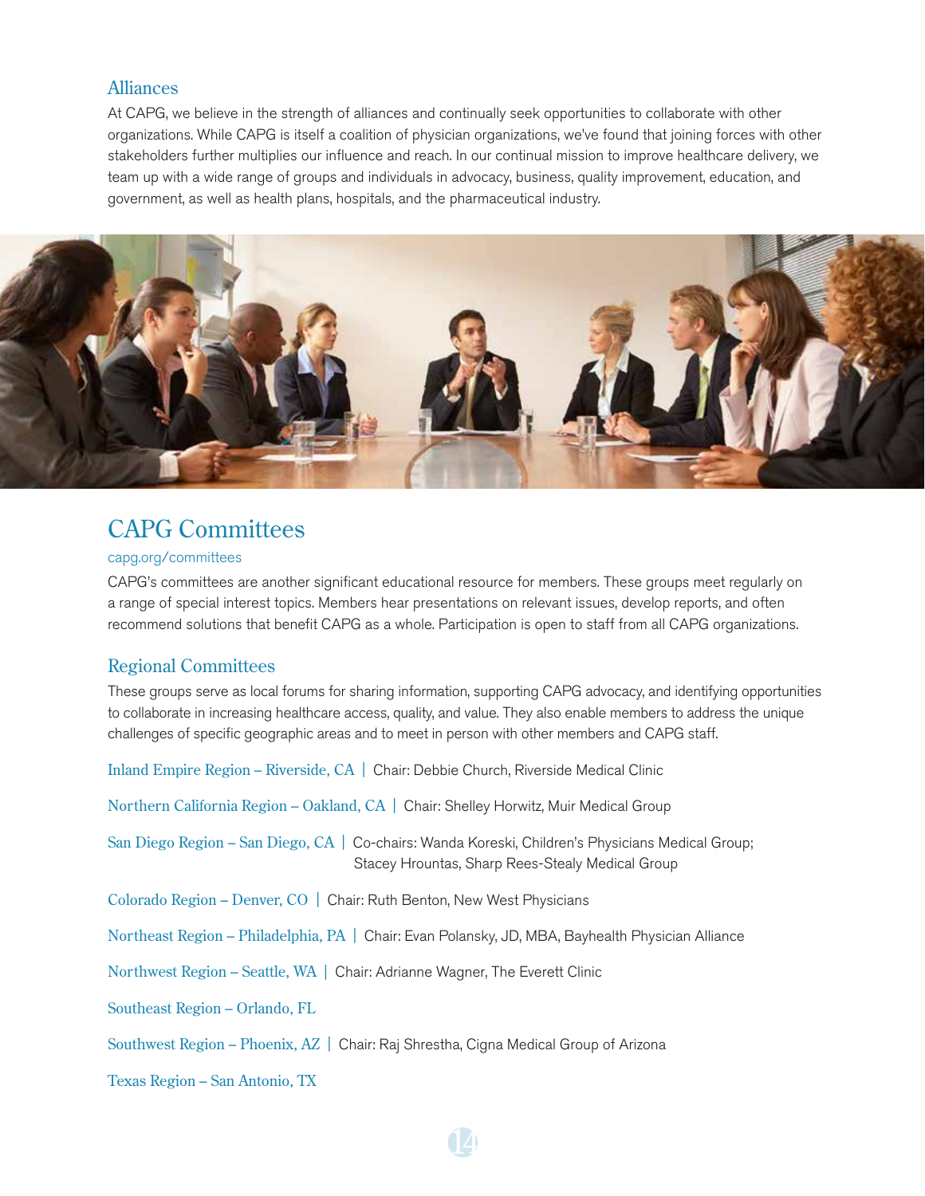## Alliances

At CAPG, we believe in the strength of alliances and continually seek opportunities to collaborate with other organizations. While CAPG is itself a coalition of physician organizations, we've found that joining forces with other stakeholders further multiplies our influence and reach. In our continual mission to improve healthcare delivery, we team up with a wide range of groups and individuals in advocacy, business, quality improvement, education, and government, as well as health plans, hospitals, and the pharmaceutical industry.

# CAPG Committees

capg.org/committees

CAPG's committees are another significant educational resource for members. These groups meet regularly on a range of special interest topics. Members hear presentations on relevant issues, develop reports, and often recommend solutions that benefit CAPG as a whole. Participation is open to staff from all CAPG organizations.

## Regional Committees

These groups serve as local forums for sharing information, supporting CAPG advocacy, and identifying opportunities to collaborate in increasing healthcare access, quality, and value. They also enable members to address the unique challenges of specific geographic areas and to meet in person with other members and CAPG staff.

Inland Empire Region – Riverside, CA | Chair: Debbie Church, Riverside Medical Clinic

Northern California Region – Oakland, CA | Chair: Shelley Horwitz, Muir Medical Group

San Diego Region – San Diego, CA | Co-chairs: Wanda Koreski, Children's Physicians Medical Group; Stacey Hrountas, Sharp Rees-Stealy Medical Group

Colorado Region – Denver, CO | Chair: Ruth Benton, New West Physicians

Northeast Region – Philadelphia, PA | Chair: Evan Polansky, JD, MBA, Bayhealth Physician Alliance

Northwest Region – Seattle, WA | Chair: Adrianne Wagner, The Everett Clinic

Southeast Region – Orlando, FL

Southwest Region – Phoenix, AZ | Chair: Raj Shrestha, Cigna Medical Group of Arizona

Texas Region – San Antonio, TX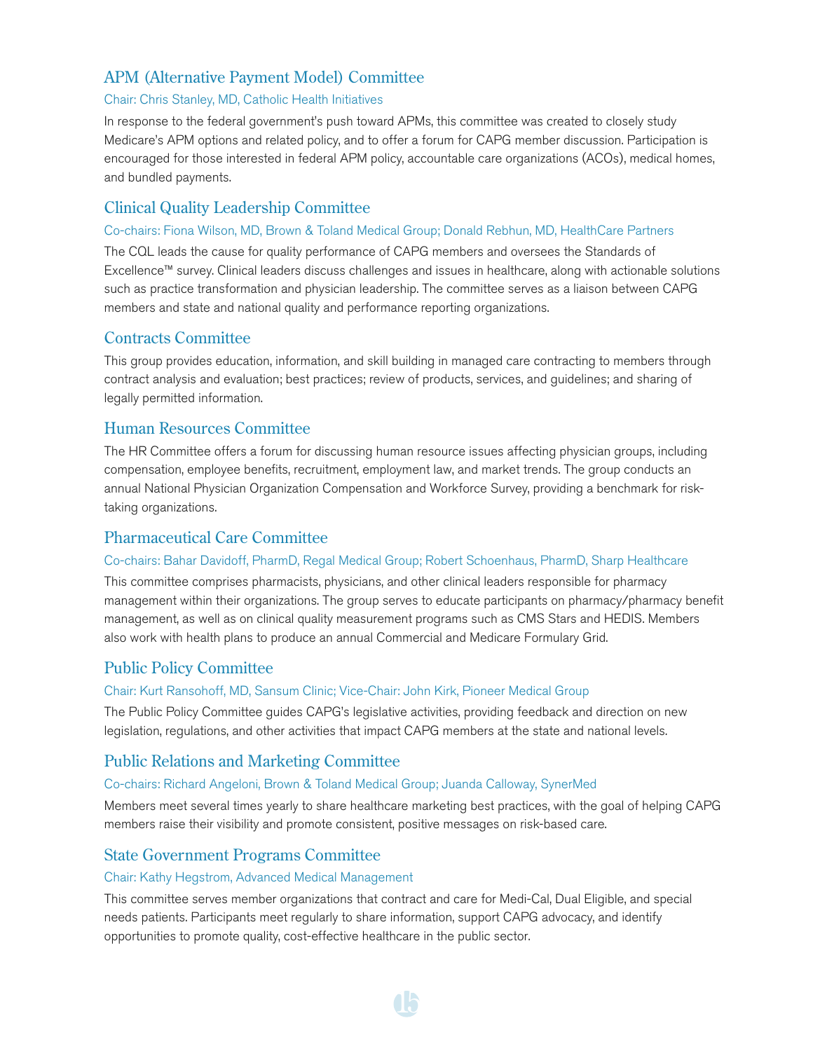## APM (Alternative Payment Model) Committee

Chair: Chris Stanley, MD, Catholic Health Initiatives

In response to the federal government's push toward APMs, this committee was created to closely study Medicare's APM options and related policy, and to offer a forum for CAPG member discussion. Participation is encouraged for those interested in federal APM policy, accountable care organizations (ACOs), medical homes, and bundled payments.

## Clinical Quality Leadership Committee

Co-chairs: Fiona Wilson, MD, Brown & Toland Medical Group; Donald Rebhun, MD, HealthCare Partners

The CQL leads the cause for quality performance of CAPG members and oversees the Standards of Excellence™ survey. Clinical leaders discuss challenges and issues in healthcare, along with actionable solutions such as practice transformation and physician leadership. The committee serves as a liaison between CAPG members and state and national quality and performance reporting organizations.

## Contracts Committee

This group provides education, information, and skill building in managed care contracting to members through contract analysis and evaluation; best practices; review of products, services, and guidelines; and sharing of legally permitted information.

## Human Resources Committee

The HR Committee offers a forum for discussing human resource issues affecting physician groups, including compensation, employee benefits, recruitment, employment law, and market trends. The group conducts an annual National Physician Organization Compensation and Workforce Survey, providing a benchmark for risk-taking organizations.

## Pharmaceutical Care Committee

Co-chairs: Bahar Davidoff, PharmD, Regal Medical Group; Robert Schoenhaus, PharmD, Sharp Healthcare

This committee comprises pharmacists, physicians, and other clinical leaders responsible for pharmacy management within their organizations. The group serves to educate participants on pharmacy/pharmacy benefit management, as well as on clinical quality measurement programs such as CMS Stars and HEDIS. Members also work with health plans to produce an annual Commercial and Medicare Formulary Grid.

## Public Policy Committee

Chair: Kurt Ransohoff, MD, Sansum Clinic; Vice-Chair: John Kirk, Pioneer Medical Group

The Public Policy Committee guides CAPG's legislative activities, providing feedback and direction on new legislation, regulations, and other activities that impact CAPG members at the state and national levels.

## Public Relations and Marketing Committee

Co-chairs: Richard Angeloni, Brown & Toland Medical Group; Juanda Calloway, SynerMed

Members meet several times yearly to share healthcare marketing best practices, with the goal of helping CAPG members raise their visibility and promote consistent, positive messages on risk-based care.

## State Government Programs Committee

Chair: Kathy Hegstrom, Advanced Medical Management

This committee serves member organizations that contract and care for Medi-Cal, Dual Eligible, and special needs patients. Participants meet regularly to share information, support CAPG advocacy, and identify opportunities to promote quality, cost-effective healthcare in the public sector.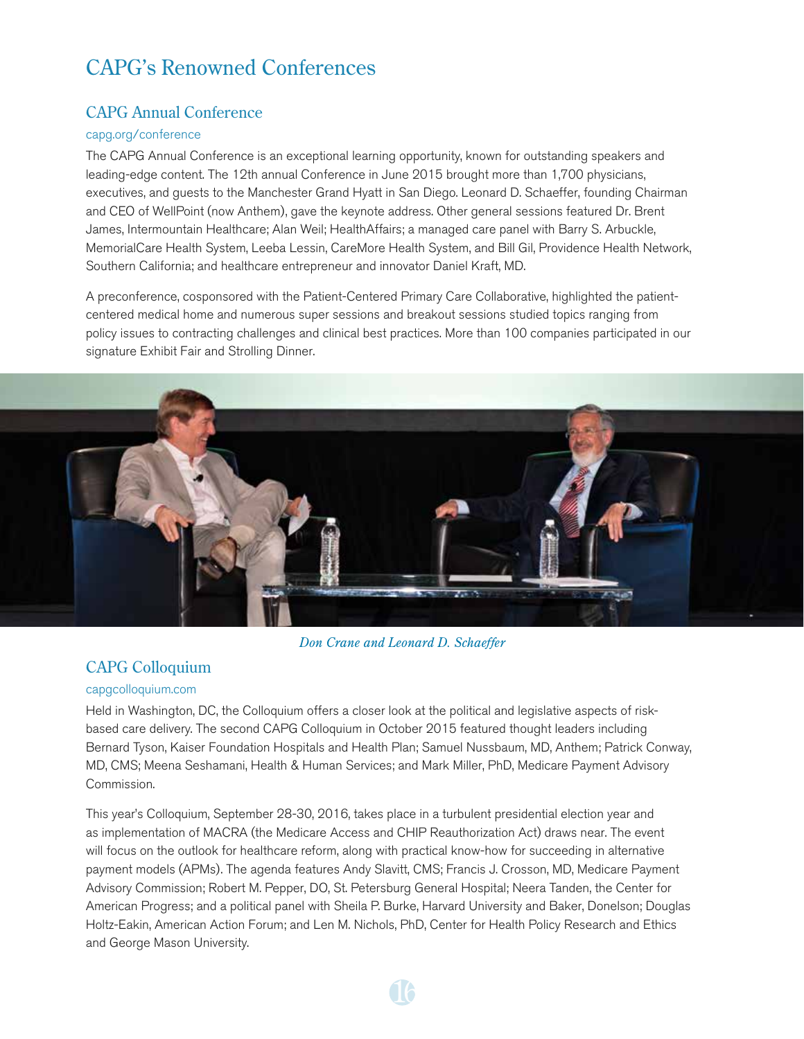# CAPG's Renowned Conferences

## CAPG Annual Conference

capg.org/conference

The CAPG Annual Conference is an exceptional learning opportunity, known for outstanding speakers and leading-edge content. The 12th annual Conference in June 2015 brought more than 1,700 physicians, executives, and guests to the Manchester Grand Hyatt in San Diego. Leonard D. Schaeffer, founding Chairman and CEO of WellPoint (now Anthem), gave the keynote address. Other general sessions featured Dr. Brent James, Intermountain Healthcare; Alan Weil; HealthAffairs; a managed care panel with Barry S. Arbuckle, MemorialCare Health System, Leeba Lessin, CareMore Health System, and Bill Gil, Providence Health Network, Southern California; and healthcare entrepreneur and innovator Daniel Kraft, MD.

A preconference, cosponsored with the Patient-Centered Primary Care Collaborative, highlighted the patient-centered medical home and numerous super sessions and breakout sessions studied topics ranging from policy issues to contracting challenges and clinical best practices. More than 100 companies participated in our signature Exhibit Fair and Strolling Dinner.

*Don Crane and Leonard D. Schaeffer*

## CAPG Colloquium

capgcolloquium.com

Held in Washington, DC, the Colloquium offers a closer look at the political and legislative aspects of risk-based care delivery. The second CAPG Colloquium in October 2015 featured thought leaders including Bernard Tyson, Kaiser Foundation Hospitals and Health Plan; Samuel Nussbaum, MD, Anthem; Patrick Conway, MD, CMS; Meena Seshamani, Health & Human Services; and Mark Miller, PhD, Medicare Payment Advisory Commission.

This year's Colloquium, September 28-30, 2016, takes place in a turbulent presidential election year and as implementation of MACRA (the Medicare Access and CHIP Reauthorization Act) draws near. The event will focus on the outlook for healthcare reform, along with practical know-how for succeeding in alternative payment models (APMs). The agenda features Andy Slavitt, CMS; Francis J. Crosson, MD, Medicare Payment Advisory Commission; Robert M. Pepper, DO, St. Petersburg General Hospital; Neera Tanden, the Center for American Progress; and a political panel with Sheila P. Burke, Harvard University and Baker, Donelson; Douglas Holtz-Eakin, American Action Forum; and Len M. Nichols, PhD, Center for Health Policy Research and Ethics and George Mason University.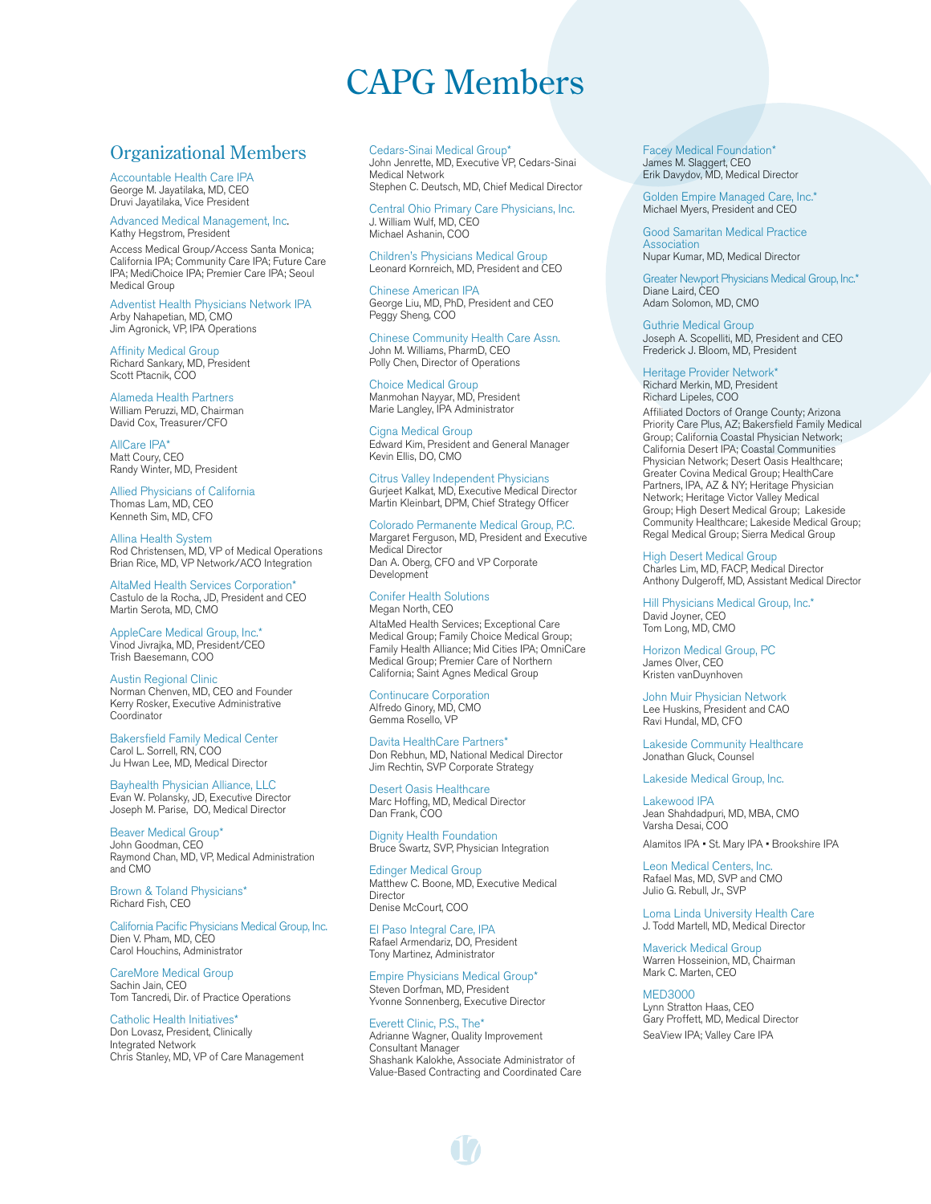# CAPG Members

## Organizational Members

Accountable Health Care IPA
George M. Jayatilaka, MD, CEO
Druvi Jayatilaka, Vice President

Advanced Medical Management, Inc.
Kathy Hegstrom, President

Access Medical Group/Access Santa Monica; California IPA; Community Care IPA; Future Care IPA; MediChoice IPA; Premier Care IPA; Seoul Medical Group

Adventist Health Physicians Network IPA
Arby Nahapetian, MD, CMO
Jim Agronick, VP, IPA Operations

Affinity Medical Group
Richard Sankary, MD, President
Scott Ptacnik, COO

Alameda Health Partners
William Peruzzi, MD, Chairman
David Cox, Treasurer/CFO

AllCare IPA*
Matt Coury, CEO
Randy Winter, MD, President

Allied Physicians of California
Thomas Lam, MD, CEO
Kenneth Sim, MD, CFO

Allina Health System
Rod Christensen, MD, VP of Medical Operations
Brian Rice, MD, VP Network/ACO Integration

AltaMed Health Services Corporation*
Castulo de la Rocha, JD, President and CEO
Martin Serota, MD, CMO

AppleCare Medical Group, Inc.*
Vinod Jivrajka, MD, President/CEO
Trish Baesemann, COO

Austin Regional Clinic
Norman Chenven, MD, CEO and Founder
Kerry Rosker, Executive Administrative Coordinator

Bakersfield Family Medical Center
Carol L. Sorrell, RN, COO
Ju Hwan Lee, MD, Medical Director

Bayhealth Physician Alliance, LLC
Evan W. Polansky, JD, Executive Director
Joseph M. Parise, DO, Medical Director

Beaver Medical Group*
John Goodman, CEO
Raymond Chan, MD, VP, Medical Administration and CMO

Brown & Toland Physicians*
Richard Fish, CEO

California Pacific Physicians Medical Group, Inc.
Dien V. Pham, MD, CEO
Carol Houchins, Administrator

CareMore Medical Group
Sachin Jain, CEO
Tom Tancredi, Dir. of Practice Operations

Catholic Health Initiatives*
Don Lovasz, President, Clinically Integrated Network
Chris Stanley, MD, VP of Care Management

Cedars-Sinai Medical Group*
John Jenrette, MD, Executive VP, Cedars-Sinai Medical Network
Stephen C. Deutsch, MD, Chief Medical Director

Central Ohio Primary Care Physicians, Inc.
J. William Wulf, MD, CEO
Michael Ashanin, COO

Children's Physicians Medical Group
Leonard Kornreich, MD, President and CEO

Chinese American IPA
George Liu, MD, PhD, President and CEO
Peggy Sheng, COO

Chinese Community Health Care Assn.
John M. Williams, PharmD, CEO
Polly Chen, Director of Operations

Choice Medical Group
Manmohan Nayyar, MD, President
Marie Langley, IPA Administrator

Cigna Medical Group
Edward Kim, President and General Manager
Kevin Ellis, DO, CMO

Citrus Valley Independent Physicians
Gurjeet Kalkat, MD, Executive Medical Director
Martin Kleinbart, DPM, Chief Strategy Officer

Colorado Permanente Medical Group, P.C.
Margaret Ferguson, MD, President and Executive Medical Director
Dan A. Oberg, CFO and VP Corporate Development

Conifer Health Solutions
Megan North, CEO

AltaMed Health Services; Exceptional Care Medical Group; Family Choice Medical Group; Family Health Alliance; Mid Cities IPA; OmniCare Medical Group; Premier Care of Northern California; Saint Agnes Medical Group

Continucare Corporation
Alfredo Ginory, MD, CMO
Gemma Rosello, VP

Davita HealthCare Partners*
Don Rebhun, MD, National Medical Director
Jim Rechtin, SVP Corporate Strategy

Desert Oasis Healthcare
Marc Hoffing, MD, Medical Director
Dan Frank, COO

Dignity Health Foundation
Bruce Swartz, SVP, Physician Integration

Edinger Medical Group
Matthew C. Boone, MD, Executive Medical Director
Denise McCourt, COO

El Paso Integral Care, IPA
Rafael Armendariz, DO, President
Tony Martinez, Administrator

Empire Physicians Medical Group*
Steven Dorfman, MD, President
Yvonne Sonnenberg, Executive Director

Everett Clinic, P.S., The*
Adrianne Wagner, Quality Improvement Consultant Manager
Shashank Kalokhe, Associate Administrator of Value-Based Contracting and Coordinated Care

Facey Medical Foundation*
James M. Slaggert, CEO
Erik Davydov, MD, Medical Director

Golden Empire Managed Care, Inc.*
Michael Myers, President and CEO

Good Samaritan Medical Practice Association
Nupar Kumar, MD, Medical Director

Greater Newport Physicians Medical Group, Inc.*
Diane Laird, CEO
Adam Solomon, MD, CMO

Guthrie Medical Group
Joseph A. Scopelliti, MD, President and CEO
Frederick J. Bloom, MD, President

Heritage Provider Network*
Richard Merkin, MD, President
Richard Lipeles, COO

Affiliated Doctors of Orange County; Arizona Priority Care Plus, AZ; Bakersfield Family Medical Group; California Coastal Physician Network; California Desert IPA; Coastal Communities Physician Network; Desert Oasis Healthcare; Greater Covina Medical Group; HealthCare Partners, IPA, AZ & NY; Heritage Physician Network; Heritage Victor Valley Medical Group; High Desert Medical Group; Lakeside Community Healthcare; Lakeside Medical Group; Regal Medical Group; Sierra Medical Group

High Desert Medical Group
Charles Lim, MD, FACP, Medical Director
Anthony Dulgeroff, MD, Assistant Medical Director

Hill Physicians Medical Group, Inc.*
David Joyner, CEO
Tom Long, MD, CMO

Horizon Medical Group, PC
James Olver, CEO
Kristen vanDuynhoven

John Muir Physician Network
Lee Huskins, President and CAO
Ravi Hundal, MD, CFO

Lakeside Community Healthcare
Jonathan Gluck, Counsel

Lakeside Medical Group, Inc.

Lakewood IPA
Jean Shahdadpuri, MD, MBA, CMO
Varsha Desai, COO

Alamitos IPA • St. Mary IPA • Brookshire IPA

Leon Medical Centers, Inc.
Rafael Mas, MD, SVP and CMO
Julio G. Rebull, Jr., SVP

Loma Linda University Health Care
J. Todd Martell, MD, Medical Director

Maverick Medical Group
Warren Hosseinion, MD, Chairman
Mark C. Marten, CEO

MED3000
Lynn Stratton Haas, CEO
Gary Proffett, MD, Medical Director

SeaView IPA; Valley Care IPA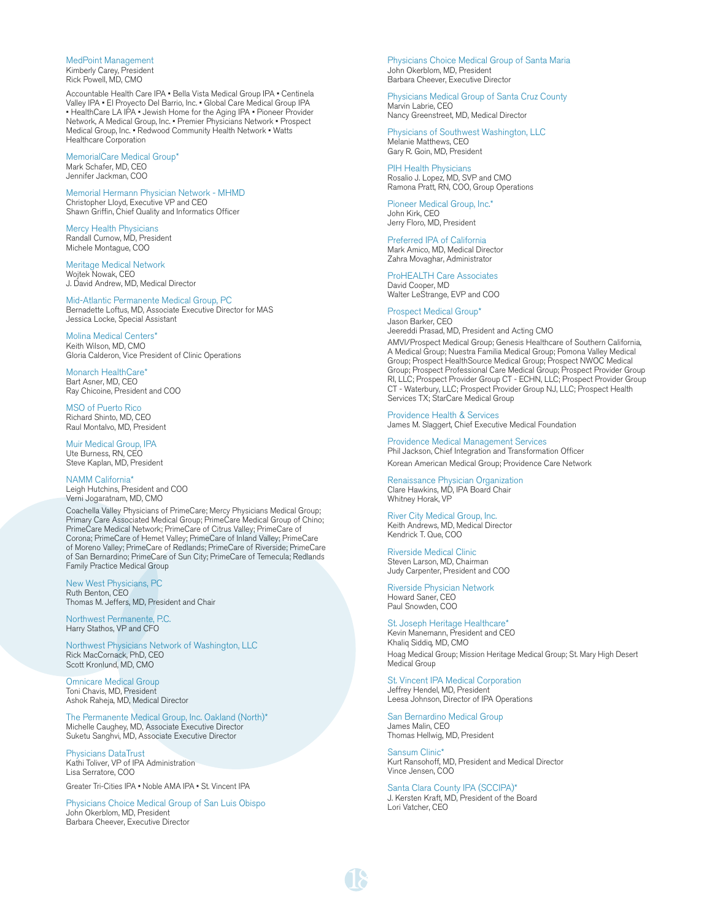### MedPoint Management
Kimberly Carey, President
Rick Powell, MD, CMO

Accountable Health Care IPA • Bella Vista Medical Group IPA • Centinela Valley IPA • El Proyecto Del Barrio, Inc. • Global Care Medical Group IPA • HealthCare LA IPA • Jewish Home for the Aging IPA • Pioneer Provider Network, A Medical Group, Inc. • Premier Physicians Network • Prospect Medical Group, Inc. • Redwood Community Health Network • Watts Healthcare Corporation

### MemorialCare Medical Group*
Mark Schafer, MD, CEO
Jennifer Jackman, COO

### Memorial Hermann Physician Network - MHMD
Christopher Lloyd, Executive VP and CEO
Shawn Griffin, Chief Quality and Informatics Officer

### Mercy Health Physicians
Randall Curnow, MD, President
Michele Montague, COO

### Meritage Medical Network
Wojtek Nowak, CEO
J. David Andrew, MD, Medical Director

### Mid-Atlantic Permanente Medical Group, PC
Bernadette Loftus, MD, Associate Executive Director for MAS
Jessica Locke, Special Assistant

### Molina Medical Centers*
Keith Wilson, MD, CMO
Gloria Calderon, Vice President of Clinic Operations

### Monarch HealthCare*
Bart Asner, MD, CEO
Ray Chicoine, President and COO

### MSO of Puerto Rico
Richard Shinto, MD, CEO
Raul Montalvo, MD, President

### Muir Medical Group, IPA
Ute Burness, RN, CEO
Steve Kaplan, MD, President

### NAMM California*
Leigh Hutchins, President and COO
Verni Jogaratnam, MD, CMO

Coachella Valley Physicians of PrimeCare; Mercy Physicians Medical Group; Primary Care Associated Medical Group; PrimeCare Medical Group of Chino; PrimeCare Medical Network; PrimeCare of Citrus Valley; PrimeCare of Corona; PrimeCare of Hemet Valley; PrimeCare of Inland Valley; PrimeCare of Moreno Valley; PrimeCare of Redlands; PrimeCare of Riverside; PrimeCare of San Bernardino; PrimeCare of Sun City; PrimeCare of Temecula; Redlands Family Practice Medical Group

### New West Physicians, PC
Ruth Benton, CEO
Thomas M. Jeffers, MD, President and Chair

### Northwest Permanente, P.C.
Harry Stathos, VP and CFO

### Northwest Physicians Network of Washington, LLC
Rick MacCornack, PhD, CEO
Scott Kronlund, MD, CMO

### Omnicare Medical Group
Toni Chavis, MD, President
Ashok Raheja, MD, Medical Director

### The Permanente Medical Group, Inc. Oakland (North)*
Michelle Caughey, MD, Associate Executive Director
Suketu Sanghvi, MD, Associate Executive Director

### Physicians DataTrust
Kathi Toliver, VP of IPA Administration
Lisa Serratore, COO

Greater Tri-Cities IPA • Noble AMA IPA • St. Vincent IPA

### Physicians Choice Medical Group of San Luis Obispo
John Okerblom, MD, President
Barbara Cheever, Executive Director

### Physicians Choice Medical Group of Santa Maria
John Okerblom, MD, President
Barbara Cheever, Executive Director

### Physicians Medical Group of Santa Cruz County
Marvin Labrie, CEO
Nancy Greenstreet, MD, Medical Director

### Physicians of Southwest Washington, LLC
Melanie Matthews, CEO
Gary R. Goin, MD, President

### PIH Health Physicians
Rosalio J. Lopez, MD, SVP and CMO
Ramona Pratt, RN, COO, Group Operations

### Pioneer Medical Group, Inc.*
John Kirk, CEO
Jerry Floro, MD, President

### Preferred IPA of California
Mark Amico, MD, Medical Director
Zahra Movaghar, Administrator

### ProHEALTH Care Associates
David Cooper, MD
Walter LeStrange, EVP and COO

### Prospect Medical Group*
Jason Barker, CEO
Jeereddi Prasad, MD, President and Acting CMO

AMVI/Prospect Medical Group; Genesis Healthcare of Southern California, A Medical Group; Nuestra Familia Medical Group; Pomona Valley Medical Group; Prospect HealthSource Medical Group; Prospect NWOC Medical Group; Prospect Professional Care Medical Group; Prospect Provider Group RI, LLC; Prospect Provider Group CT - ECHN, LLC; Prospect Provider Group CT - Waterbury, LLC; Prospect Provider Group NJ, LLC; Prospect Health Services TX; StarCare Medical Group

### Providence Health & Services
James M. Slaggert, Chief Executive Medical Foundation

### Providence Medical Management Services
Phil Jackson, Chief Integration and Transformation Officer

Korean American Medical Group; Providence Care Network

### Renaissance Physician Organization
Clare Hawkins, MD, IPA Board Chair
Whitney Horak, VP

### River City Medical Group, Inc.
Keith Andrews, MD, Medical Director
Kendrick T. Que, COO

### Riverside Medical Clinic
Steven Larson, MD, Chairman
Judy Carpenter, President and COO

### Riverside Physician Network
Howard Saner, CEO
Paul Snowden, COO

### St. Joseph Heritage Healthcare*
Kevin Manemann, President and CEO
Khaliq Siddiq, MD, CMO

Hoag Medical Group; Mission Heritage Medical Group; St. Mary High Desert Medical Group

### St. Vincent IPA Medical Corporation
Jeffrey Hendel, MD, President
Leesa Johnson, Director of IPA Operations

### San Bernardino Medical Group
James Malin, CEO
Thomas Hellwig, MD, President

### Sansum Clinic*
Kurt Ransohoff, MD, President and Medical Director
Vince Jensen, COO

### Santa Clara County IPA (SCCIPA)*
J. Kersten Kraft, MD, President of the Board
Lori Vatcher, CEO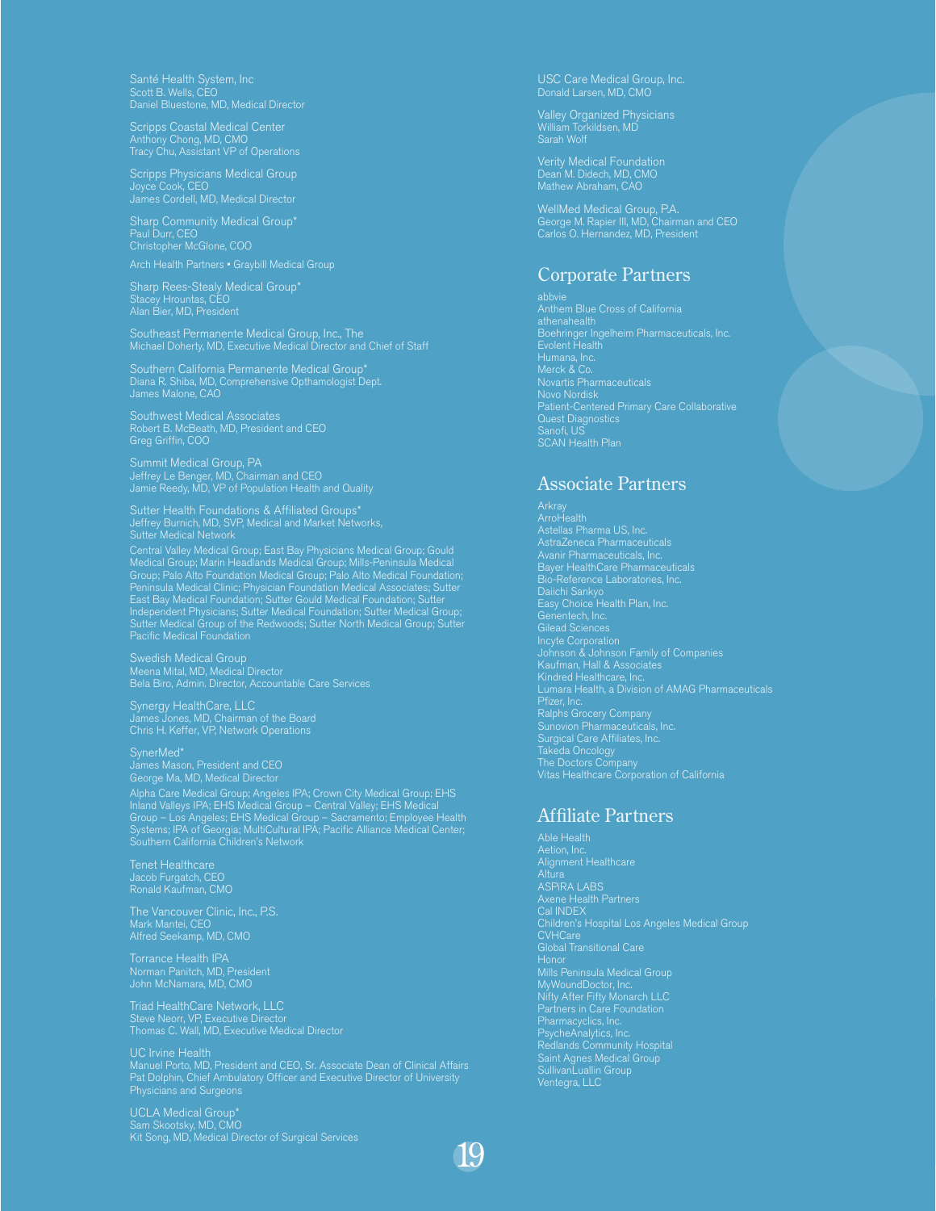Santé Health System, Inc
Scott B. Wells, CEO
Daniel Bluestone, MD, Medical Director

Scripps Coastal Medical Center
Anthony Chong, MD, CMO
Tracy Chu, Assistant VP of Operations

Scripps Physicians Medical Group
Joyce Cook, CEO
James Cordell, MD, Medical Director

Sharp Community Medical Group*
Paul Durr, CEO
Christopher McGlone, COO

Arch Health Partners • Graybill Medical Group

Sharp Rees-Stealy Medical Group*
Stacey Hrountas, CEO
Alan Bier, MD, President

Southeast Permanente Medical Group, Inc., The
Michael Doherty, MD, Executive Medical Director and Chief of Staff

Southern California Permanente Medical Group*
Diana R. Shiba, MD, Comprehensive Opthamologist Dept.
James Malone, CAO

Southwest Medical Associates
Robert B. McBeath, MD, President and CEO
Greg Griffin, COO

Summit Medical Group, PA
Jeffrey Le Benger, MD, Chairman and CEO
Jamie Reedy, MD, VP of Population Health and Quality

Sutter Health Foundations & Affiliated Groups*
Jeffrey Burnich, MD, SVP, Medical and Market Networks, Sutter Medical Network

Central Valley Medical Group; East Bay Physicians Medical Group; Gould Medical Group; Marin Headlands Medical Group; Mills-Peninsula Medical Group; Palo Alto Foundation Medical Group; Palo Alto Medical Foundation; Peninsula Medical Clinic; Physician Foundation Medical Associates; Sutter East Bay Medical Foundation; Sutter Gould Medical Foundation; Sutter Independent Physicians; Sutter Medical Foundation; Sutter Medical Group; Sutter Medical Group of the Redwoods; Sutter North Medical Group; Sutter Pacific Medical Foundation

Swedish Medical Group
Meena Mital, MD, Medical Director
Bela Biro, Admin. Director, Accountable Care Services

Synergy HealthCare, LLC
James Jones, MD, Chairman of the Board
Chris H. Keffer, VP, Network Operations

SynerMed*
James Mason, President and CEO
George Ma, MD, Medical Director

Alpha Care Medical Group; Angeles IPA; Crown City Medical Group; EHS Inland Valleys IPA; EHS Medical Group – Central Valley; EHS Medical Group – Los Angeles; EHS Medical Group – Sacramento; Employee Health Systems; IPA of Georgia; MultiCultural IPA; Pacific Alliance Medical Center; Southern California Children's Network

Tenet Healthcare
Jacob Furgatch, CEO
Ronald Kaufman, CMO

The Vancouver Clinic, Inc., P.S.
Mark Mantei, CEO
Alfred Seekamp, MD, CMO

Torrance Health IPA
Norman Panitch, MD, President
John McNamara, MD, CMO

Triad HealthCare Network, LLC
Steve Neorr, VP, Executive Director
Thomas C. Wall, MD, Executive Medical Director

UC Irvine Health
Manuel Porto, MD, President and CEO, Sr. Associate Dean of Clinical Affairs
Pat Dolphin, Chief Ambulatory Officer and Executive Director of University Physicians and Surgeons

UCLA Medical Group*
Sam Skootsky, MD, CMO
Kit Song, MD, Medical Director of Surgical Services

USC Care Medical Group, Inc.
Donald Larsen, MD, CMO

Valley Organized Physicians
William Torkildsen, MD
Sarah Wolf

Verity Medical Foundation
Dean M. Didech, MD, CMO
Mathew Abraham, CAO

WellMed Medical Group, P.A.
George M. Rapier III, MD, Chairman and CEO
Carlos O. Hernandez, MD, President

## Corporate Partners

abbvie
Anthem Blue Cross of California
athenahealth
Boehringer Ingelheim Pharmaceuticals, Inc.
Evolent Health
Humana, Inc.
Merck & Co.
Novartis Pharmaceuticals
Novo Nordisk
Patient-Centered Primary Care Collaborative
Quest Diagnostics
Sanofi, US
SCAN Health Plan

## Associate Partners

Arkray
ArroHealth
Astellas Pharma US, Inc.
AstraZeneca Pharmaceuticals
Avanir Pharmaceuticals, Inc.
Bayer HealthCare Pharmaceuticals
Bio-Reference Laboratories, Inc.
Daiichi Sankyo
Easy Choice Health Plan, Inc.
Genentech, Inc.
Gilead Sciences
Incyte Corporation
Johnson & Johnson Family of Companies
Kaufman, Hall & Associates
Kindred Healthcare, Inc.
Lumara Health, a Division of AMAG Pharmaceuticals
Pfizer, Inc.
Ralphs Grocery Company
Sunovion Pharmaceuticals, Inc.
Surgical Care Affiliates, Inc.
Takeda Oncology
The Doctors Company
Vitas Healthcare Corporation of California

## Affiliate Partners

Able Health
Aetion, Inc.
Alignment Healthcare
Altura
ASPiRA LABS
Axene Health Partners
Cal INDEX
Children's Hospital Los Angeles Medical Group
CVHCare
Global Transitional Care
Honor
Mills Peninsula Medical Group
MyWoundDoctor, Inc.
Nifty After Fifty Monarch LLC
Partners in Care Foundation
Pharmacyclics, Inc.
PsycheAnalytics, Inc.
Redlands Community Hospital
Saint Agnes Medical Group
SullivanLuallin Group
Ventegra, LLC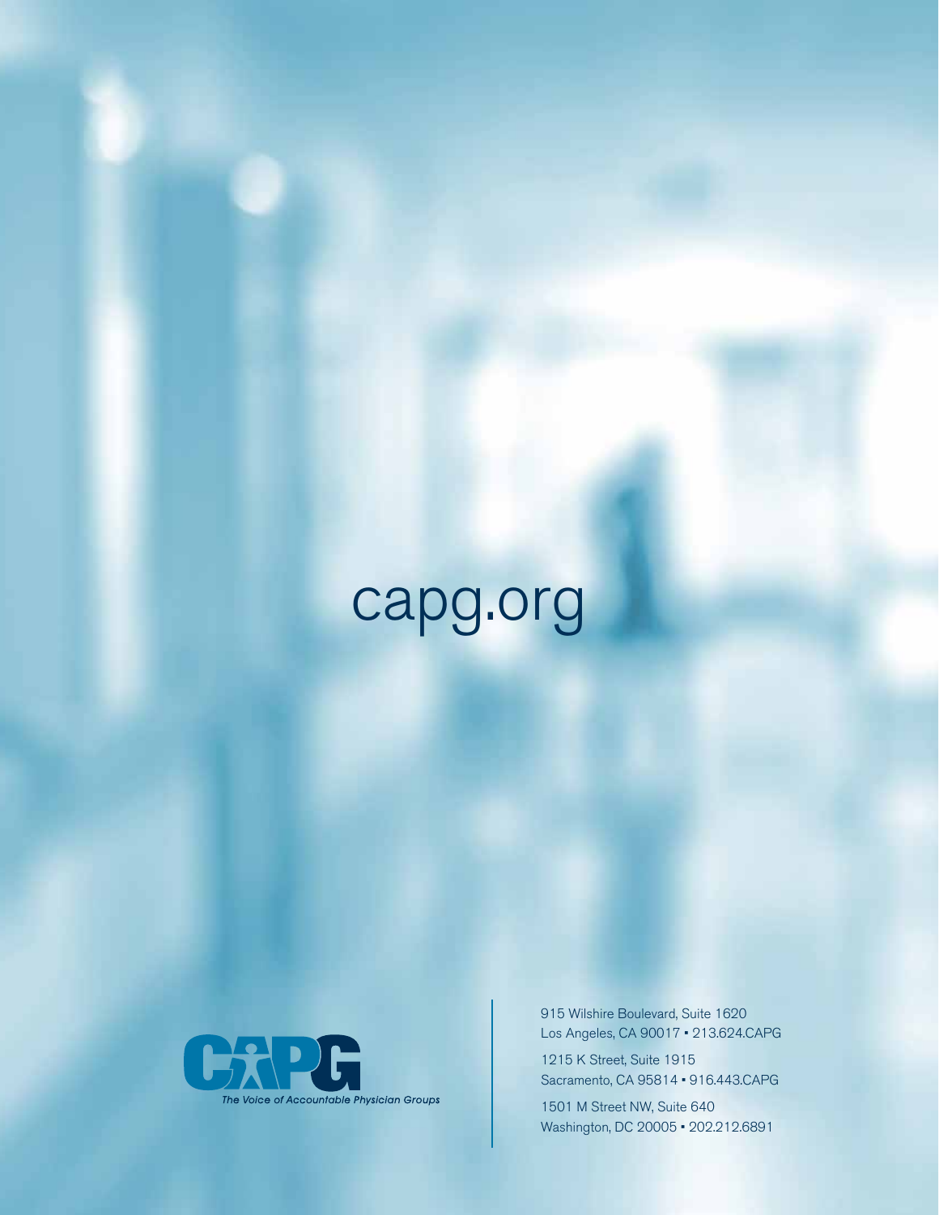capg.org

CAPG

*The Voice of Accountable Physician Groups*

915 Wilshire Boulevard, Suite 1620
Los Angeles, CA 90017 • 213.624.CAPG

1215 K Street, Suite 1915
Sacramento, CA 95814 • 916.443.CAPG

1501 M Street NW, Suite 640
Washington, DC 20005 • 202.212.6891